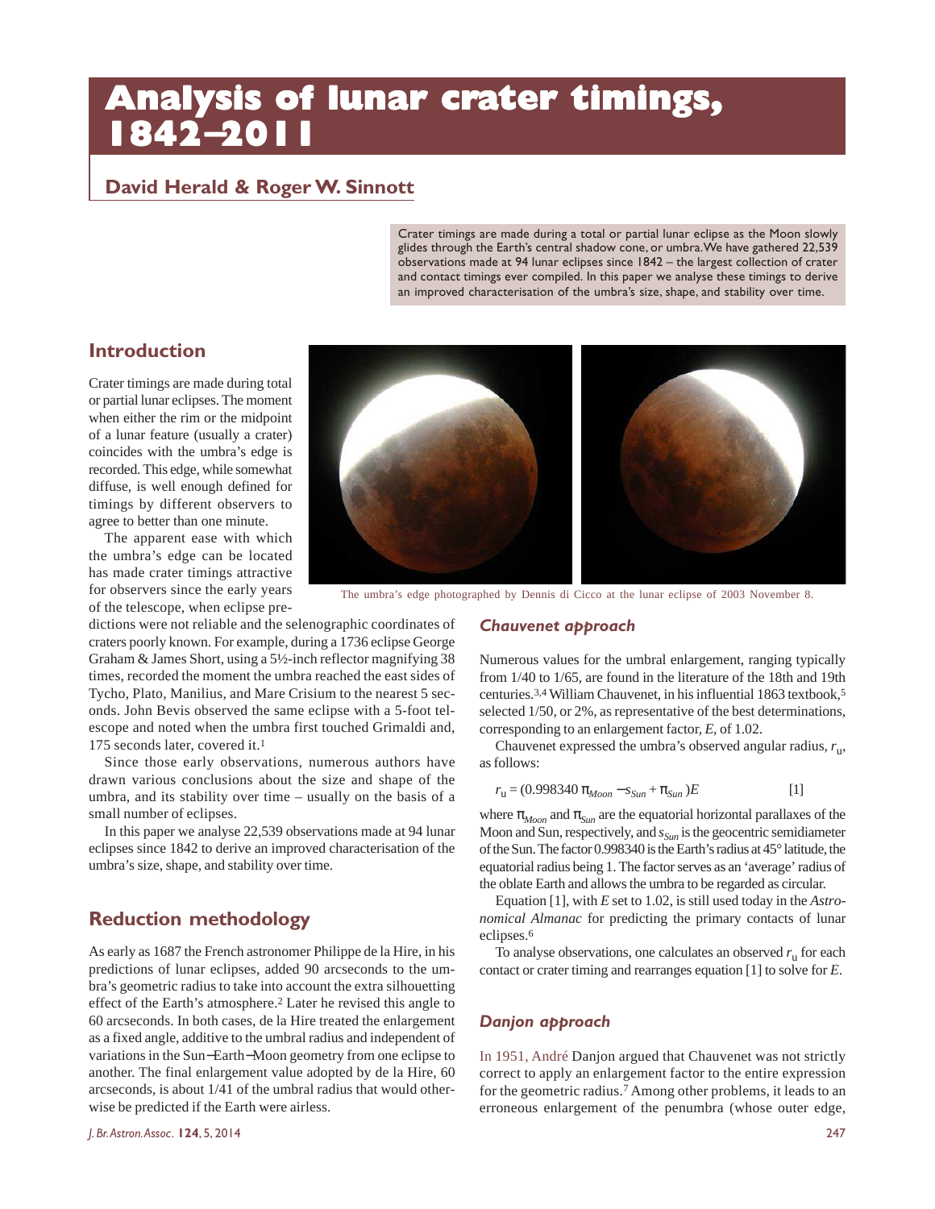# Analysis of lunar crater timings, 1842–2011

## David Herald & Roger W. Sinnott

Crater timings are made during a total or partial lunar eclipse as the Moon slowly glides through the Earth's central shadow cone, or umbra. We have gathered 22,539 observations made at 94 lunar eclipses since 1842 – the largest collection of crater and contact timings ever compiled. In this paper we analyse these timings to derive an improved characterisation of the umbra's size, shape, and stability over time.

## Introduction

Crater timings are made during total or partial lunar eclipses. The moment when either the rim or the midpoint of a lunar feature (usually a crater) coincides with the umbra's edge is recorded. This edge, while somewhat diffuse, is well enough defined for timings by different observers to agree to better than one minute.

The apparent ease with which the umbra's edge can be located has made crater timings attractive for observers since the early years of the telescope, when eclipse predictions were not reliable and the selenographic coordinates of craters poorly known. For example, during a 1736 eclipse George Graham & James Short, using a 5½-inch reflector magnifying 38 times, recorded the moment the umbra reached the east sides of Tycho, Plato, Manilius, and Mare Crisium to the nearest 5 seconds. John Bevis observed the same eclipse with a 5-foot telescope and noted when the umbra first touched Grimaldi and, 175 seconds later, covered it.[1]

Since those early observations, numerous authors have drawn various conclusions about the size and shape of the umbra, and its stability over time – usually on the basis of a small number of eclipses.

In this paper we analyse 22,539 observations made at 94 lunar eclipses since 1842 to derive an improved characterisation of the umbra's size, shape, and stability over time.

The umbra's edge photographed by Dennis di Cicco at the lunar eclipse of 2003 November 8.

## Reduction methodology

As early as 1687 the French astronomer Philippe de la Hire, in his predictions of lunar eclipses, added 90 arcseconds to the umbra's geometric radius to take into account the extra silhouetting effect of the Earth's atmosphere.[2] Later he revised this angle to 60 arcseconds. In both cases, de la Hire treated the enlargement as a fixed angle, additive to the umbral radius and independent of variations in the Sun–Earth–Moon geometry from one eclipse to another. The final enlargement value adopted by de la Hire, 60 arcseconds, is about 1/41 of the umbral radius that would otherwise be predicted if the Earth were airless.

### *Chauvenet approach*

Numerous values for the umbral enlargement, ranging typically from 1/40 to 1/65, are found in the literature of the 18th and 19th centuries.[3,4] William Chauvenet, in his influential 1863 textbook,[5] selected 1/50, or 2%, as representative of the best determinations, corresponding to an enlargement factor, *E*, of 1.02.

Chauvenet expressed the umbra's observed angular radius, $r_u$, as follows:

$$r_u = (0.998340\,\pi_{Moon} - s_{Sun} + \pi_{Sun})E \qquad [1]$$

where $\pi_{Moon}$ and $\pi_{Sun}$ are the equatorial horizontal parallaxes of the Moon and Sun, respectively, and $s_{Sun}$ is the geocentric semidiameter of the Sun. The factor 0.998340 is the Earth's radius at 45° latitude, the equatorial radius being 1. The factor serves as an 'average' radius of the oblate Earth and allows the umbra to be regarded as circular.

Equation [1], with *E* set to 1.02, is still used today in the *Astronomical Almanac* for predicting the primary contacts of lunar eclipses.[6]

To analyse observations, one calculates an observed $r_u$ for each contact or crater timing and rearranges equation [1] to solve for *E*.

### *Danjon approach*

In 1951, André Danjon argued that Chauvenet was not strictly correct to apply an enlargement factor to the entire expression for the geometric radius.[7] Among other problems, it leads to an erroneous enlargement of the penumbra (whose outer edge,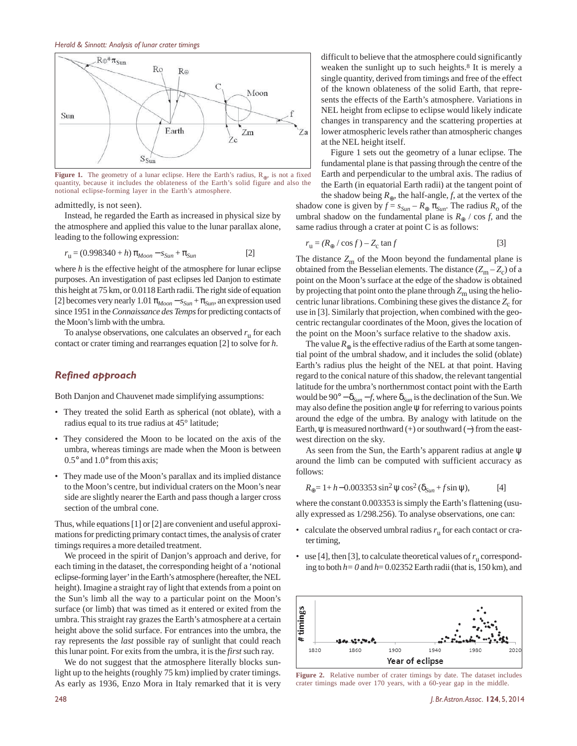Figure 1. The geometry of a lunar eclipse. Here the Earth's radius, $R_\oplus$, is not a fixed quantity, because it includes the oblateness of the Earth's solid figure and also the notional eclipse-forming layer in the Earth's atmosphere.

admittedly, is not seen).

Instead, he regarded the Earth as increased in physical size by the atmosphere and applied this value to the lunar parallax alone, leading to the following expression:

$$r_u = (0.998340 + h)\,\pi_{Moon} - s_{Sun} + \pi_{Sun} \qquad [2]$$

where $h$ is the effective height of the atmosphere for lunar eclipse purposes. An investigation of past eclipses led Danjon to estimate this height at 75 km, or 0.0118 Earth radii. The right side of equation [2] becomes very nearly $1.01\,\pi_{Moon} - s_{Sun} + \pi_{Sun}$, an expression used since 1951 in the *Connaissance des Temps* for predicting contacts of the Moon's limb with the umbra.

To analyse observations, one calculates an observed $r_u$ for each contact or crater timing and rearranges equation [2] to solve for $h$.

## Refined approach

Both Danjon and Chauvenet made simplifying assumptions:

- They treated the solid Earth as spherical (not oblate), with a radius equal to its true radius at 45° latitude;
- They considered the Moon to be located on the axis of the umbra, whereas timings are made when the Moon is between 0.5° and 1.0° from this axis;
- They made use of the Moon's parallax and its implied distance to the Moon's centre, but individual craters on the Moon's near side are slightly nearer the Earth and pass though a larger cross section of the umbral cone.

Thus, while equations [1] or [2] are convenient and useful approximations for predicting primary contact times, the analysis of crater timings requires a more detailed treatment.

We proceed in the spirit of Danjon's approach and derive, for each timing in the dataset, the corresponding height of a 'notional eclipse-forming layer' in the Earth's atmosphere (hereafter, the NEL height). Imagine a straight ray of light that extends from a point on the Sun's limb all the way to a particular point on the Moon's surface (or limb) that was timed as it entered or exited from the umbra. This straight ray grazes the Earth's atmosphere at a certain height above the solid surface. For entrances into the umbra, the ray represents the *last* possible ray of sunlight that could reach this lunar point. For exits from the umbra, it is the *first* such ray.

We do not suggest that the atmosphere literally blocks sunlight up to the heights (roughly 75 km) implied by crater timings. As early as 1936, Enzo Mora in Italy remarked that it is very difficult to believe that the atmosphere could significantly weaken the sunlight up to such heights.[8] It is merely a single quantity, derived from timings and free of the effect of the known oblateness of the solid Earth, that represents the effects of the Earth's atmosphere. Variations in NEL height from eclipse to eclipse would likely indicate changes in transparency and the scattering properties at lower atmospheric levels rather than atmospheric changes at the NEL height itself.

Figure 1 sets out the geometry of a lunar eclipse. The fundamental plane is that passing through the centre of the Earth and perpendicular to the umbral axis. The radius of the Earth (in equatorial Earth radii) at the tangent point of the shadow being $R_\oplus$, the half-angle, $f$, at the vertex of the shadow cone is given by $f = s_{Sun} - R_\oplus\,\pi_{Sun}$. The radius $R_o$ of the umbral shadow on the fundamental plane is $R_\oplus / \cos f$, and the same radius through a crater at point C is as follows:

$$r_u = (R_\oplus / \cos f) - Z_c \tan f \qquad [3]$$

The distance $Z_m$ of the Moon beyond the fundamental plane is obtained from the Besselian elements. The distance $(Z_m - Z_c)$ of a point on the Moon's surface at the edge of the shadow is obtained by projecting that point onto the plane through $Z_m$ using the heliocentric lunar librations. Combining these gives the distance $Z_c$ for use in [3]. Similarly that projection, when combined with the geocentric rectangular coordinates of the Moon, gives the location of the point on the Moon's surface relative to the shadow axis.

The value $R_\oplus$ is the effective radius of the Earth at some tangential point of the umbral shadow, and it includes the solid (oblate) Earth's radius plus the height of the NEL at that point. Having regard to the conical nature of this shadow, the relevant tangential latitude for the umbra's northernmost contact point with the Earth would be $90° - \delta_{Sun} - f$, where $\delta_{Sun}$ is the declination of the Sun. We may also define the position angle $\psi$ for referring to various points around the edge of the umbra. By analogy with latitude on the Earth, $\psi$ is measured northward (+) or southward (−) from the east-west direction on the sky.

As seen from the Sun, the Earth's apparent radius at angle $\psi$ around the limb can be computed with sufficient accuracy as follows:

$$R_\oplus = 1 + h - 0.003353 \sin^2\psi \cos^2(\delta_{Sun} + f \sin\psi), \qquad [4]$$

where the constant 0.003353 is simply the Earth's flattening (usually expressed as 1/298.256). To analyse observations, one can:

- calculate the observed umbral radius $r_u$ for each contact or crater timing,
- use [4], then [3], to calculate theoretical values of $r_u$ corresponding to both $h = 0$ and $h = 0.02352$ Earth radii (that is, 150 km), and

Figure 2. Relative number of crater timings by date. The dataset includes crater timings made over 170 years, with a 60-year gap in the middle.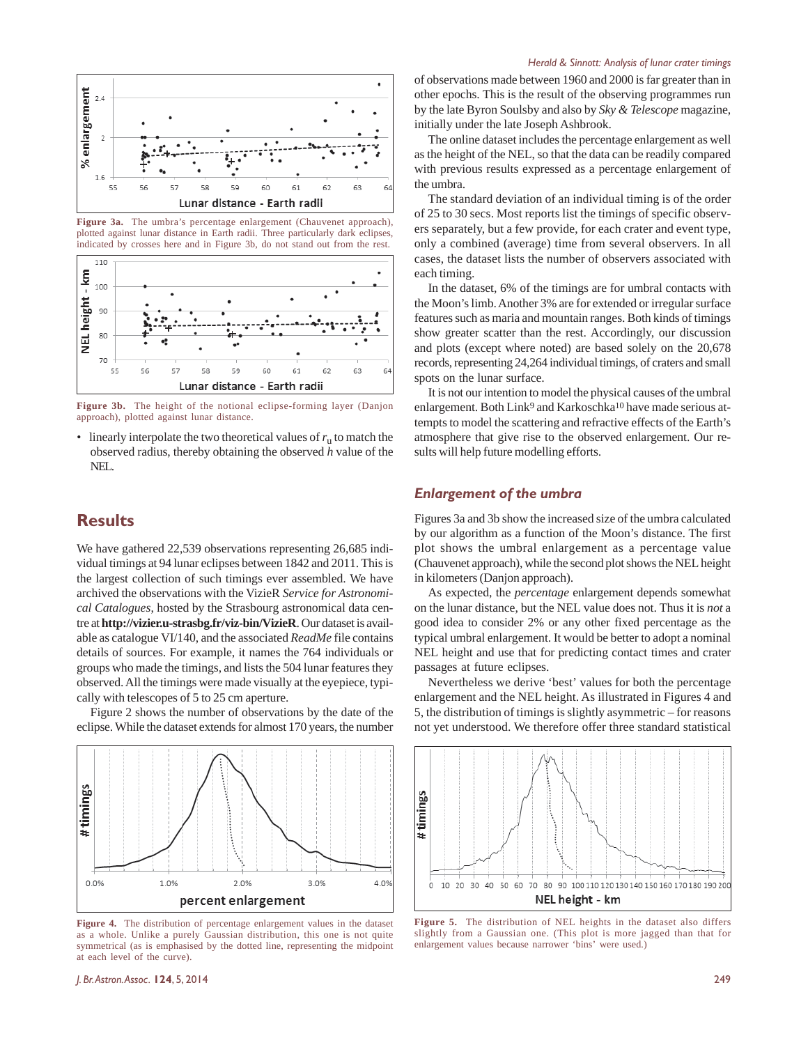Figure 3a. The umbra's percentage enlargement (Chauvenet approach), plotted against lunar distance in Earth radii. Three particularly dark eclipses, indicated by crosses here and in Figure 3b, do not stand out from the rest.

Figure 3b. The height of the notional eclipse-forming layer (Danjon approach), plotted against lunar distance.

- linearly interpolate the two theoretical values of $r_u$ to match the observed radius, thereby obtaining the observed $h$ value of the NEL.

## Results

We have gathered 22,539 observations representing 26,685 individual timings at 94 lunar eclipses between 1842 and 2011. This is the largest collection of such timings ever assembled. We have archived the observations with the VizieR *Service for Astronomical Catalogues*, hosted by the Strasbourg astronomical data centre at **http://vizier.u-strasbg.fr/viz-bin/VizieR**. Our dataset is available as catalogue VI/140, and the associated *ReadMe* file contains details of sources. For example, it names the 764 individuals or groups who made the timings, and lists the 504 lunar features they observed. All the timings were made visually at the eyepiece, typically with telescopes of 5 to 25 cm aperture.

Figure 2 shows the number of observations by the date of the eclipse. While the dataset extends for almost 170 years, the number of observations made between 1960 and 2000 is far greater than in other epochs. This is the result of the observing programmes run by the late Byron Soulsby and also by *Sky & Telescope* magazine, initially under the late Joseph Ashbrook.

The online dataset includes the percentage enlargement as well as the height of the NEL, so that the data can be readily compared with previous results expressed as a percentage enlargement of the umbra.

The standard deviation of an individual timing is of the order of 25 to 30 secs. Most reports list the timings of specific observers separately, but a few provide, for each crater and event type, only a combined (average) time from several observers. In all cases, the dataset lists the number of observers associated with each timing.

In the dataset, 6% of the timings are for umbral contacts with the Moon's limb. Another 3% are for extended or irregular surface features such as maria and mountain ranges. Both kinds of timings show greater scatter than the rest. Accordingly, our discussion and plots (except where noted) are based solely on the 20,678 records, representing 24,264 individual timings, of craters and small spots on the lunar surface.

It is not our intention to model the physical causes of the umbral enlargement. Both Link[9] and Karkoschka[10] have made serious attempts to model the scattering and refractive effects of the Earth's atmosphere that give rise to the observed enlargement. Our results will help future modelling efforts.

### *Enlargement of the umbra*

Figures 3a and 3b show the increased size of the umbra calculated by our algorithm as a function of the Moon's distance. The first plot shows the umbral enlargement as a percentage value (Chauvenet approach), while the second plot shows the NEL height in kilometers (Danjon approach).

As expected, the *percentage* enlargement depends somewhat on the lunar distance, but the NEL value does not. Thus it is *not* a good idea to consider 2% or any other fixed percentage as the typical umbral enlargement. It would be better to adopt a nominal NEL height and use that for predicting contact times and crater passages at future eclipses.

Nevertheless we derive 'best' values for both the percentage enlargement and the NEL height. As illustrated in Figures 4 and 5, the distribution of timings is slightly asymmetric – for reasons not yet understood. We therefore offer three standard statistical

Figure 4. The distribution of percentage enlargement values in the dataset as a whole. Unlike a purely Gaussian distribution, this one is not quite symmetrical (as is emphasised by the dotted line, representing the midpoint at each level of the curve).

Figure 5. The distribution of NEL heights in the dataset also differs slightly from a Gaussian one. (This plot is more jagged than that for enlargement values because narrower 'bins' were used.)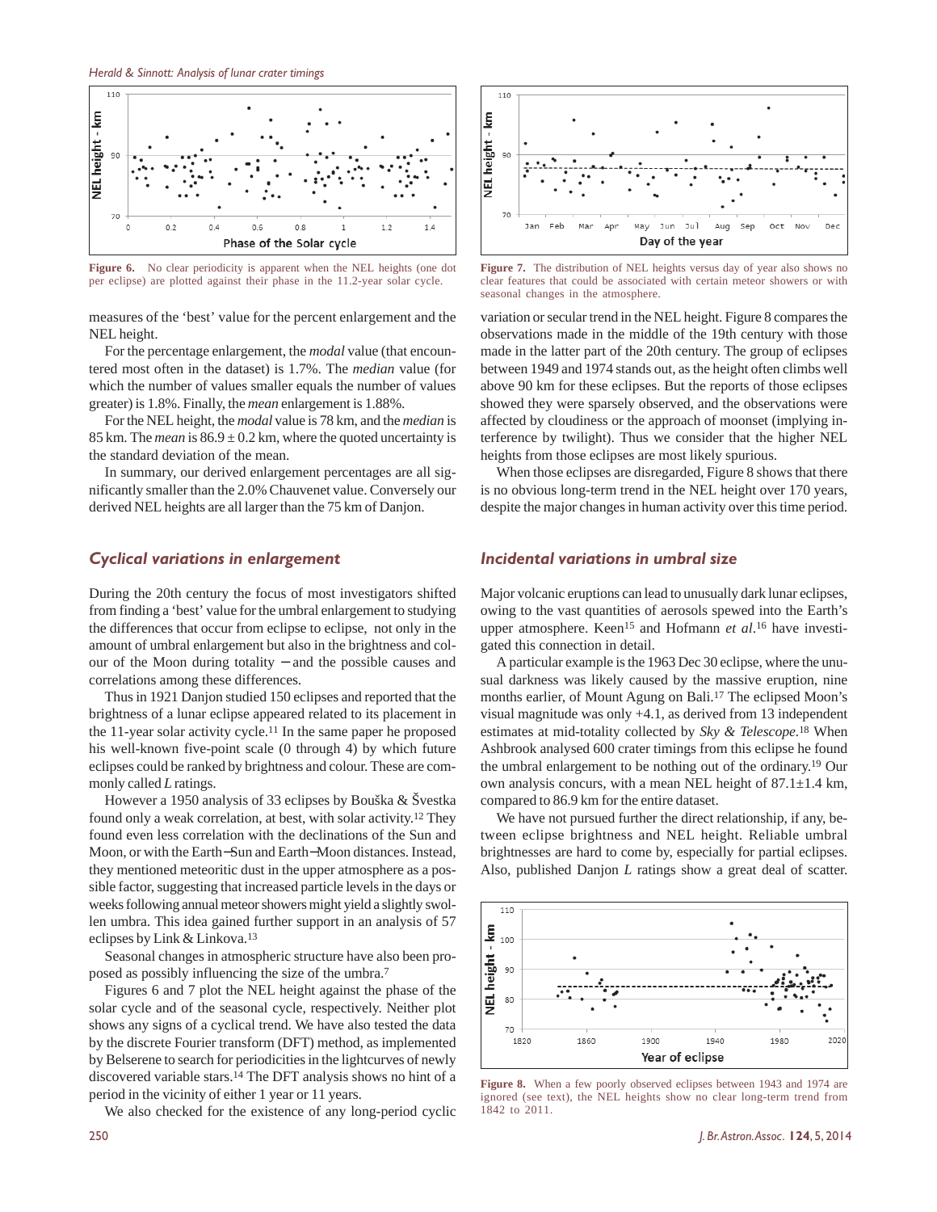**Figure 6.** No clear periodicity is apparent when the NEL heights (one dot per eclipse) are plotted against their phase in the 11.2-year solar cycle.

**Figure 7.** The distribution of NEL heights versus day of year also shows no clear features that could be associated with certain meteor showers or with seasonal changes in the atmosphere.

measures of the 'best' value for the percent enlargement and the NEL height.

For the percentage enlargement, the *modal* value (that encountered most often in the dataset) is 1.7%. The *median* value (for which the number of values smaller equals the number of values greater) is 1.8%. Finally, the *mean* enlargement is 1.88%.

For the NEL height, the *modal* value is 78 km, and the *median* is 85 km. The *mean* is $86.9 \pm 0.2$ km, where the quoted uncertainty is the standard deviation of the mean.

In summary, our derived enlargement percentages are all significantly smaller than the 2.0% Chauvenet value. Conversely our derived NEL heights are all larger than the 75 km of Danjon.

## Cyclical variations in enlargement

During the 20th century the focus of most investigators shifted from finding a 'best' value for the umbral enlargement to studying the differences that occur from eclipse to eclipse, not only in the amount of umbral enlargement but also in the brightness and colour of the Moon during totality – and the possible causes and correlations among these differences.

Thus in 1921 Danjon studied 150 eclipses and reported that the brightness of a lunar eclipse appeared related to its placement in the 11-year solar activity cycle.[11] In the same paper he proposed his well-known five-point scale (0 through 4) by which future eclipses could be ranked by brightness and colour. These are commonly called *L* ratings.

However a 1950 analysis of 33 eclipses by Bouška & Švestka found only a weak correlation, at best, with solar activity.[12] They found even less correlation with the declinations of the Sun and Moon, or with the Earth–Sun and Earth–Moon distances. Instead, they mentioned meteoritic dust in the upper atmosphere as a possible factor, suggesting that increased particle levels in the days or weeks following annual meteor showers might yield a slightly swollen umbra. This idea gained further support in an analysis of 57 eclipses by Link & Linkova.[13]

Seasonal changes in atmospheric structure have also been proposed as possibly influencing the size of the umbra.[7]

Figures 6 and 7 plot the NEL height against the phase of the solar cycle and of the seasonal cycle, respectively. Neither plot shows any signs of a cyclical trend. We have also tested the data by the discrete Fourier transform (DFT) method, as implemented by Belserene to search for periodicities in the lightcurves of newly discovered variable stars.[14] The DFT analysis shows no hint of a period in the vicinity of either 1 year or 11 years.

We also checked for the existence of any long-period cyclic variation or secular trend in the NEL height. Figure 8 compares the observations made in the middle of the 19th century with those made in the latter part of the 20th century. The group of eclipses between 1949 and 1974 stands out, as the height often climbs well above 90 km for these eclipses. But the reports of those eclipses showed they were sparsely observed, and the observations were affected by cloudiness or the approach of moonset (implying interference by twilight). Thus we consider that the higher NEL heights from those eclipses are most likely spurious.

When those eclipses are disregarded, Figure 8 shows that there is no obvious long-term trend in the NEL height over 170 years, despite the major changes in human activity over this time period.

## Incidental variations in umbral size

Major volcanic eruptions can lead to unusually dark lunar eclipses, owing to the vast quantities of aerosols spewed into the Earth's upper atmosphere. Keen[15] and Hofmann *et al*.[16] have investigated this connection in detail.

A particular example is the 1963 Dec 30 eclipse, where the unusual darkness was likely caused by the massive eruption, nine months earlier, of Mount Agung on Bali.[17] The eclipsed Moon's visual magnitude was only +4.1, as derived from 13 independent estimates at mid-totality collected by *Sky & Telescope*.[18] When Ashbrook analysed 600 crater timings from this eclipse he found the umbral enlargement to be nothing out of the ordinary.[19] Our own analysis concurs, with a mean NEL height of $87.1 \pm 1.4$ km, compared to 86.9 km for the entire dataset.

We have not pursued further the direct relationship, if any, between eclipse brightness and NEL height. Reliable umbral brightnesses are hard to come by, especially for partial eclipses. Also, published Danjon *L* ratings show a great deal of scatter.

**Figure 8.** When a few poorly observed eclipses between 1943 and 1974 are ignored (see text), the NEL heights show no clear long-term trend from 1842 to 2011.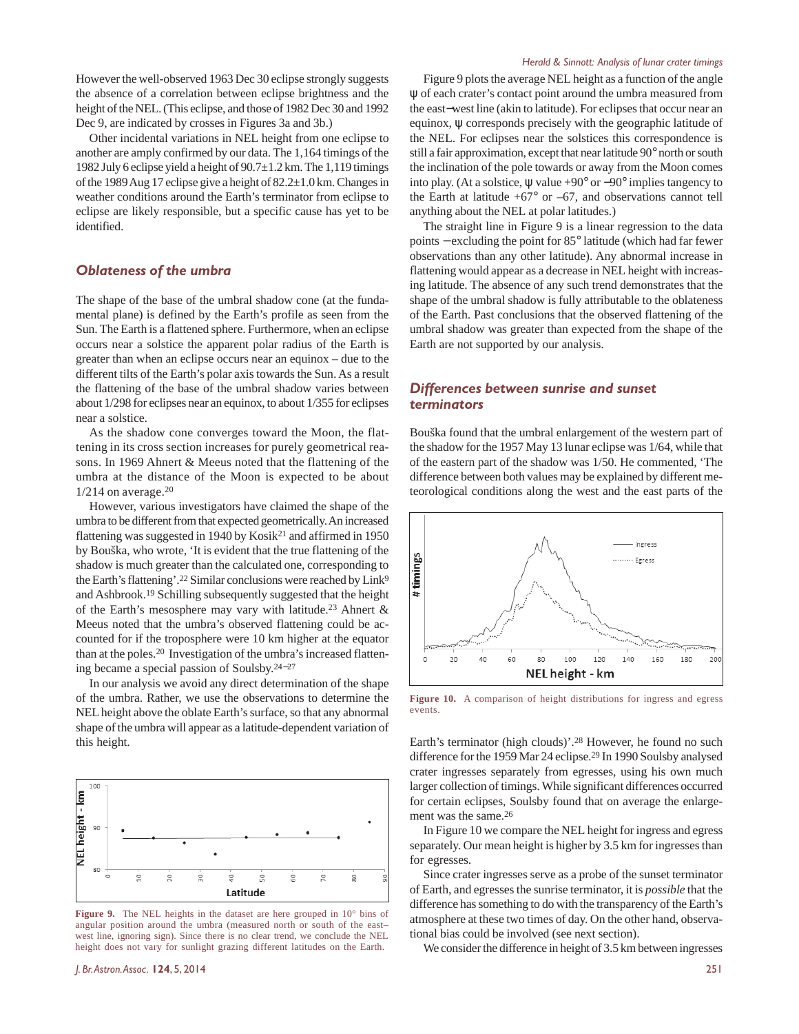However the well-observed 1963 Dec 30 eclipse strongly suggests the absence of a correlation between eclipse brightness and the height of the NEL. (This eclipse, and those of 1982 Dec 30 and 1992 Dec 9, are indicated by crosses in Figures 3a and 3b.)

Other incidental variations in NEL height from one eclipse to another are amply confirmed by our data. The 1,164 timings of the 1982 July 6 eclipse yield a height of 90.7±1.2 km. The 1,119 timings of the 1989 Aug 17 eclipse give a height of 82.2±1.0 km. Changes in weather conditions around the Earth's terminator from eclipse to eclipse are likely responsible, but a specific cause has yet to be identified.

## Oblateness of the umbra

The shape of the base of the umbral shadow cone (at the fundamental plane) is defined by the Earth's profile as seen from the Sun. The Earth is a flattened sphere. Furthermore, when an eclipse occurs near a solstice the apparent polar radius of the Earth is greater than when an eclipse occurs near an equinox – due to the different tilts of the Earth's polar axis towards the Sun. As a result the flattening of the base of the umbral shadow varies between about 1/298 for eclipses near an equinox, to about 1/355 for eclipses near a solstice.

As the shadow cone converges toward the Moon, the flattening in its cross section increases for purely geometrical reasons. In 1969 Ahnert & Meeus noted that the flattening of the umbra at the distance of the Moon is expected to be about 1/214 on average.[20]

However, various investigators have claimed the shape of the umbra to be different from that expected geometrically. An increased flattening was suggested in 1940 by Kosik[21] and affirmed in 1950 by Bouška, who wrote, 'It is evident that the true flattening of the shadow is much greater than the calculated one, corresponding to the Earth's flattening'.[22] Similar conclusions were reached by Link[9] and Ashbrook.[19] Schilling subsequently suggested that the height of the Earth's mesosphere may vary with latitude.[23] Ahnert & Meeus noted that the umbra's observed flattening could be accounted for if the troposphere were 10 km higher at the equator than at the poles.[20] Investigation of the umbra's increased flattening became a special passion of Soulsby.[24–27]

In our analysis we avoid any direct determination of the shape of the umbra. Rather, we use the observations to determine the NEL height above the oblate Earth's surface, so that any abnormal shape of the umbra will appear as a latitude-dependent variation of this height.

**Figure 9.** The NEL heights in the dataset are here grouped in 10° bins of angular position around the umbra (measured north or south of the east–west line, ignoring sign). Since there is no clear trend, we conclude the NEL height does not vary for sunlight grazing different latitudes on the Earth.

Figure 9 plots the average NEL height as a function of the angle ψ of each crater's contact point around the umbra measured from the east−west line (akin to latitude). For eclipses that occur near an equinox, ψ corresponds precisely with the geographic latitude of the NEL. For eclipses near the solstices this correspondence is still a fair approximation, except that near latitude 90° north or south the inclination of the pole towards or away from the Moon comes into play. (At a solstice, ψ value +90° or −90° implies tangency to the Earth at latitude +67° or –67, and observations cannot tell anything about the NEL at polar latitudes.)

The straight line in Figure 9 is a linear regression to the data points − excluding the point for 85° latitude (which had far fewer observations than any other latitude). Any abnormal increase in flattening would appear as a decrease in NEL height with increasing latitude. The absence of any such trend demonstrates that the shape of the umbral shadow is fully attributable to the oblateness of the Earth. Past conclusions that the observed flattening of the umbral shadow was greater than expected from the shape of the Earth are not supported by our analysis.

## Differences between sunrise and sunset terminators

Bouška found that the umbral enlargement of the western part of the shadow for the 1957 May 13 lunar eclipse was 1/64, while that of the eastern part of the shadow was 1/50. He commented, 'The difference between both values may be explained by different meteorological conditions along the west and the east parts of the Earth's terminator (high clouds)'.[28] However, he found no such difference for the 1959 Mar 24 eclipse.[29] In 1990 Soulsby analysed crater ingresses separately from egresses, using his own much larger collection of timings. While significant differences occurred for certain eclipses, Soulsby found that on average the enlargement was the same.[26]

**Figure 10.** A comparison of height distributions for ingress and egress events.

In Figure 10 we compare the NEL height for ingress and egress separately. Our mean height is higher by 3.5 km for ingresses than for egresses.

Since crater ingresses serve as a probe of the sunset terminator of Earth, and egresses the sunrise terminator, it is *possible* that the difference has something to do with the transparency of the Earth's atmosphere at these two times of day. On the other hand, observational bias could be involved (see next section).

We consider the difference in height of 3.5 km between ingresses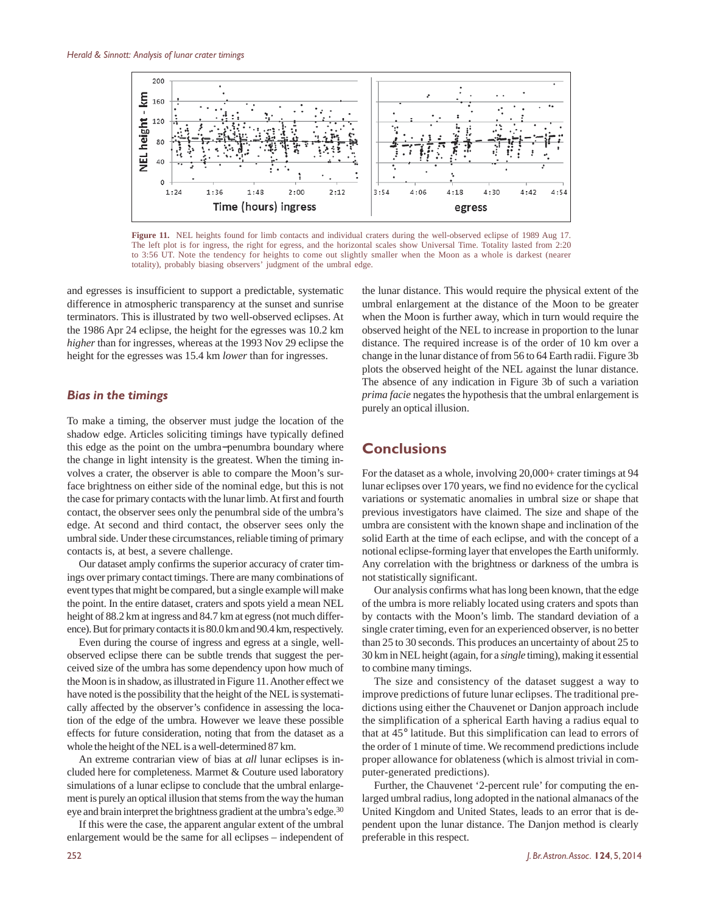**Figure 11.** NEL heights found for limb contacts and individual craters during the well-observed eclipse of 1989 Aug 17. The left plot is for ingress, the right for egress, and the horizontal scales show Universal Time. Totality lasted from 2:20 to 3:56 UT. Note the tendency for heights to come out slightly smaller when the Moon as a whole is darkest (nearer totality), probably biasing observers' judgment of the umbral edge.

and egresses is insufficient to support a predictable, systematic difference in atmospheric transparency at the sunset and sunrise terminators. This is illustrated by two well-observed eclipses. At the 1986 Apr 24 eclipse, the height for the egresses was 10.2 km *higher* than for ingresses, whereas at the 1993 Nov 29 eclipse the height for the egresses was 15.4 km *lower* than for ingresses.

## *Bias in the timings*

To make a timing, the observer must judge the location of the shadow edge. Articles soliciting timings have typically defined this edge as the point on the umbra–penumbra boundary where the change in light intensity is the greatest. When the timing involves a crater, the observer is able to compare the Moon's surface brightness on either side of the nominal edge, but this is not the case for primary contacts with the lunar limb. At first and fourth contact, the observer sees only the penumbral side of the umbra's edge. At second and third contact, the observer sees only the umbral side. Under these circumstances, reliable timing of primary contacts is, at best, a severe challenge.

Our dataset amply confirms the superior accuracy of crater timings over primary contact timings. There are many combinations of event types that might be compared, but a single example will make the point. In the entire dataset, craters and spots yield a mean NEL height of 88.2 km at ingress and 84.7 km at egress (not much difference). But for primary contacts it is 80.0 km and 90.4 km, respectively.

Even during the course of ingress and egress at a single, well-observed eclipse there can be subtle trends that suggest the perceived size of the umbra has some dependency upon how much of the Moon is in shadow, as illustrated in Figure 11. Another effect we have noted is the possibility that the height of the NEL is systematically affected by the observer's confidence in assessing the location of the edge of the umbra. However we leave these possible effects for future consideration, noting that from the dataset as a whole the height of the NEL is a well-determined 87 km.

An extreme contrarian view of bias at *all* lunar eclipses is included here for completeness. Marmet & Couture used laboratory simulations of a lunar eclipse to conclude that the umbral enlargement is purely an optical illusion that stems from the way the human eye and brain interpret the brightness gradient at the umbra's edge.[30]

If this were the case, the apparent angular extent of the umbral enlargement would be the same for all eclipses – independent of the lunar distance. This would require the physical extent of the umbral enlargement at the distance of the Moon to be greater when the Moon is further away, which in turn would require the observed height of the NEL to increase in proportion to the lunar distance. The required increase is of the order of 10 km over a change in the lunar distance of from 56 to 64 Earth radii. Figure 3b plots the observed height of the NEL against the lunar distance. The absence of any indication in Figure 3b of such a variation *prima facie* negates the hypothesis that the umbral enlargement is purely an optical illusion.

## Conclusions

For the dataset as a whole, involving 20,000+ crater timings at 94 lunar eclipses over 170 years, we find no evidence for the cyclical variations or systematic anomalies in umbral size or shape that previous investigators have claimed. The size and shape of the umbra are consistent with the known shape and inclination of the solid Earth at the time of each eclipse, and with the concept of a notional eclipse-forming layer that envelopes the Earth uniformly. Any correlation with the brightness or darkness of the umbra is not statistically significant.

Our analysis confirms what has long been known, that the edge of the umbra is more reliably located using craters and spots than by contacts with the Moon's limb. The standard deviation of a single crater timing, even for an experienced observer, is no better than 25 to 30 seconds. This produces an uncertainty of about 25 to 30 km in NEL height (again, for a *single* timing), making it essential to combine many timings.

The size and consistency of the dataset suggest a way to improve predictions of future lunar eclipses. The traditional predictions using either the Chauvenet or Danjon approach include the simplification of a spherical Earth having a radius equal to that at 45° latitude. But this simplification can lead to errors of the order of 1 minute of time. We recommend predictions include proper allowance for oblateness (which is almost trivial in computer-generated predictions).

Further, the Chauvenet '2-percent rule' for computing the enlarged umbral radius, long adopted in the national almanacs of the United Kingdom and United States, leads to an error that is dependent upon the lunar distance. The Danjon method is clearly preferable in this respect.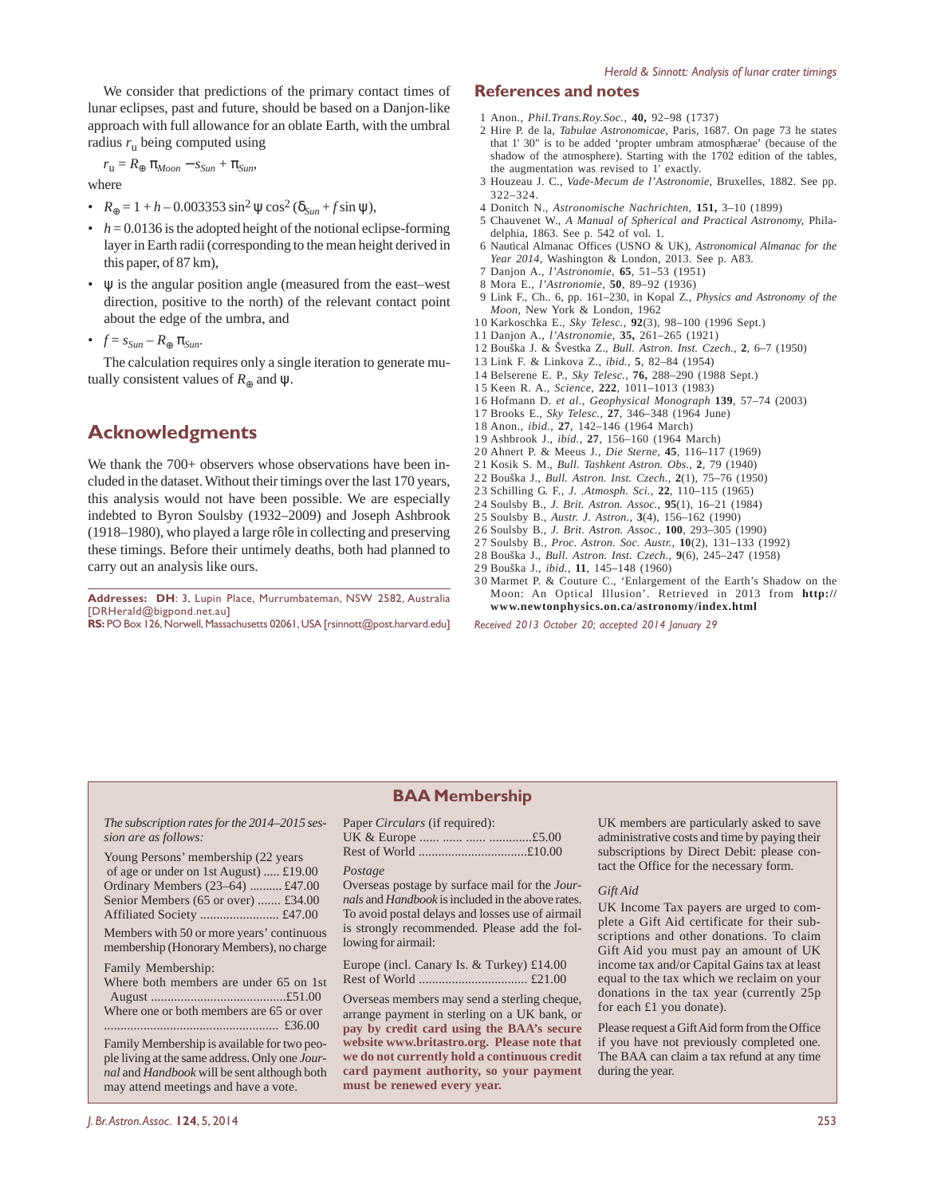We consider that predictions of the primary contact times of lunar eclipses, past and future, should be based on a Danjon-like approach with full allowance for an oblate Earth, with the umbral radius $r_u$ being computed using

$$r_u = R_\oplus \pi_{Moon} - s_{Sun} + \pi_{Sun},$$

where

- $R_\oplus = 1 + h - 0.003353 \sin^2 \psi \cos^2 (\delta_{Sun} + f \sin \psi)$,
- $h = 0.0136$ is the adopted height of the notional eclipse-forming layer in Earth radii (corresponding to the mean height derived in this paper, of 87 km),
- $\psi$ is the angular position angle (measured from the east–west direction, positive to the north) of the relevant contact point about the edge of the umbra, and
- $f = s_{Sun} - R_\oplus \pi_{Sun}$.

The calculation requires only a single iteration to generate mutually consistent values of $R_\oplus$ and $\psi$.

## Acknowledgments

We thank the 700+ observers whose observations have been included in the dataset. Without their timings over the last 170 years, this analysis would not have been possible. We are especially indebted to Byron Soulsby (1932–2009) and Joseph Ashbrook (1918–1980), who played a large rôle in collecting and preserving these timings. Before their untimely deaths, both had planned to carry out an analysis like ours.

**Addresses: DH**: 3, Lupin Place, Murrumbateman, NSW 2582, Australia [DRHerald@bigpond.net.au]
**RS:** PO Box 126, Norwell, Massachusetts 02061, USA [rsinnott@post.harvard.edu]

## References and notes

1 Anon., *Phil.Trans.Roy.Soc.*, **40,** 92–98 (1737)
2 Hire P. de la, *Tabulae Astronomicae,* Paris, 1687. On page 73 he states that 1' 30" is to be added 'propter umbram atmosphæræ' (because of the shadow of the atmosphere). Starting with the 1702 edition of the tables, the augmentation was revised to 1' exactly.
3 Houzeau J. C., *Vade-Mecum de l'Astronomie,* Bruxelles, 1882. See pp. 322–324.
4 Donitch N., *Astronomische Nachrichten,* **151,** 3–10 (1899)
5 Chauvenet W., *A Manual of Spherical and Practical Astronomy,* Philadelphia, 1863. See p. 542 of vol. 1.
6 Nautical Almanac Offices (USNO & UK), *Astronomical Almanac for the Year 2014,* Washington & London, 2013. See p. A83.
7 Danjon A., *l'Astronomie,* **65**, 51–53 (1951)
8 Mora E., *l'Astronomie*, **50**, 89–92 (1936)
9 Link F., Ch.. 6, pp. 161–230, in Kopal Z., *Physics and Astronomy of the Moon,* New York & London, 1962
10 Karkoschka E., *Sky Telesc.,* **92**(3), 98–100 (1996 Sept.)
11 Danjon A., *l'Astronomie,* **35,** 261–265 (1921)
12 Bouška J. & Švestka Z., *Bull. Astron. Inst. Czech.,* **2**, 6–7 (1950)
13 Link F. & Linkova Z., *ibid.,* **5**, 82–84 (1954)
14 Belserene E. P., *Sky Telesc.,* **76,** 288–290 (1988 Sept.)
15 Keen R. A., *Science,* **222**, 1011–1013 (1983)
16 Hofmann D. *et al.*, *Geophysical Monograph* **139**, 57–74 (2003)
17 Brooks E., *Sky Telesc.,* **27**, 346–348 (1964 June)
18 Anon., *ibid.*, **27**, 142–146 (1964 March)
19 Ashbrook J., *ibid.,* **27**, 156–160 (1964 March)
20 Ahnert P. & Meeus J., *Die Sterne,* **45**, 116–117 (1969)
21 Kosik S. M., *Bull. Tashkent Astron. Obs.,* **2**, 79 (1940)
22 Bouška J., *Bull. Astron. Inst. Czech.,* **2**(1), 75–76 (1950)
23 Schilling G. F., *J. .Atmosph. Sci.,* **22**, 110–115 (1965)
24 Soulsby B., *J. Brit. Astron. Assoc.,* **95**(1), 16–21 (1984)
25 Soulsby B., *Austr. J. Astron.,* **3**(4), 156–162 (1990)
26 Soulsby B., *J. Brit. Astron. Assoc.,* **100**, 293–305 (1990)
27 Soulsby B., *Proc. Astron. Soc. Austr.,* **10**(2), 131–133 (1992)
28 Bouška J., *Bull. Astron. Inst. Czech.,* **9**(6), 245–247 (1958)
29 Bouška J., *ibid.,* **11**, 145–148 (1960)
30 Marmet P. & Couture C., 'Enlargement of the Earth's Shadow on the Moon: An Optical Illusion'. Retrieved in 2013 from **http://www.newtonphysics.on.ca/astronomy/index.html**

*Received 2013 October 20; accepted 2014 January 29*

## BAA Membership

*The subscription rates for the 2014–2015 session are as follows:*

Young Persons' membership (22 years of age or under on 1st August) ..... £19.00
Ordinary Members (23–64) .......... £47.00
Senior Members (65 or over) ....... £34.00
Affiliated Society ........................ £47.00

Members with 50 or more years' continuous membership (Honorary Members), no charge

Family Membership:
Where both members are under 65 on 1st August .........................................£51.00
Where one or both members are 65 or over ..................................................... £36.00

Family Membership is available for two people living at the same address. Only one *Journal* and *Handbook* will be sent although both may attend meetings and have a vote.

Paper *Circulars* (if required):
UK & Europe ...... ...... ...... .............£5.00
Rest of World .................................£10.00

*Postage*

Overseas postage by surface mail for the *Journals* and *Handbook* is included in the above rates. To avoid postal delays and losses use of airmail is strongly recommended. Please add the following for airmail:

Europe (incl. Canary Is. & Turkey) £14.00
Rest of World ................................ £21.00

Overseas members may send a sterling cheque, arrange payment in sterling on a UK bank, or **pay by credit card using the BAA's secure website www.britastro.org. Please note that we do not currently hold a continuous credit card payment authority, so your payment must be renewed every year.**

UK members are particularly asked to save administrative costs and time by paying their subscriptions by Direct Debit: please contact the Office for the necessary form.

*Gift Aid*

UK Income Tax payers are urged to complete a Gift Aid certificate for their subscriptions and other donations. To claim Gift Aid you must pay an amount of UK income tax and/or Capital Gains tax at least equal to the tax which we reclaim on your donations in the tax year (currently 25p for each £1 you donate).

Please request a Gift Aid form from the Office if you have not previously completed one. The BAA can claim a tax refund at any time during the year.